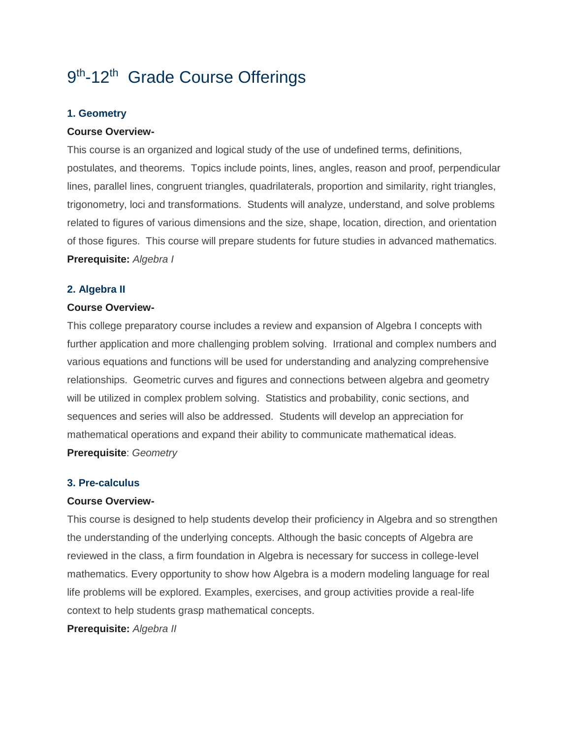# 9th-12th Grade Course Offerings

### 1. Geometry

**Course Overview-**

This course is an organized and logical study of the use of undefined terms, definitions, postulates, and theorems. Topics include points, lines, angles, reason and proof, perpendicular lines, parallel lines, congruent triangles, quadrilaterals, proportion and similarity, right triangles, trigonometry, loci and transformations. Students will analyze, understand, and solve problems related to figures of various dimensions and the size, shape, location, direction, and orientation of those figures. This course will prepare students for future studies in advanced mathematics.

**Prerequisite:** *Algebra I*

### 2. Algebra II

**Course Overview-**

This college preparatory course includes a review and expansion of Algebra I concepts with further application and more challenging problem solving. Irrational and complex numbers and various equations and functions will be used for understanding and analyzing comprehensive relationships. Geometric curves and figures and connections between algebra and geometry will be utilized in complex problem solving. Statistics and probability, conic sections, and sequences and series will also be addressed. Students will develop an appreciation for mathematical operations and expand their ability to communicate mathematical ideas.

**Prerequisite**: *Geometry*

### 3. Pre-calculus

**Course Overview-**

This course is designed to help students develop their proficiency in Algebra and so strengthen the understanding of the underlying concepts. Although the basic concepts of Algebra are reviewed in the class, a firm foundation in Algebra is necessary for success in college-level mathematics. Every opportunity to show how Algebra is a modern modeling language for real life problems will be explored. Examples, exercises, and group activities provide a real-life context to help students grasp mathematical concepts.

**Prerequisite:** *Algebra II*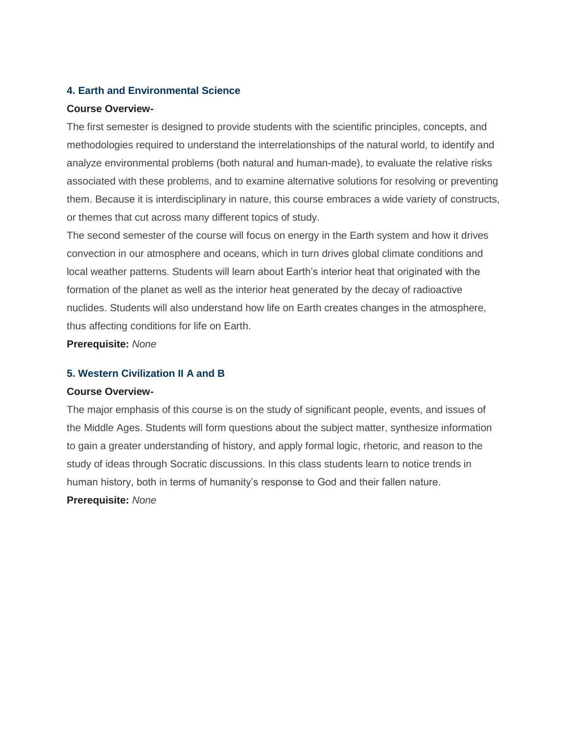### 4. Earth and Environmental Science

**Course Overview-**

The first semester is designed to provide students with the scientific principles, concepts, and methodologies required to understand the interrelationships of the natural world, to identify and analyze environmental problems (both natural and human-made), to evaluate the relative risks associated with these problems, and to examine alternative solutions for resolving or preventing them. Because it is interdisciplinary in nature, this course embraces a wide variety of constructs, or themes that cut across many different topics of study.

The second semester of the course will focus on energy in the Earth system and how it drives convection in our atmosphere and oceans, which in turn drives global climate conditions and local weather patterns. Students will learn about Earth's interior heat that originated with the formation of the planet as well as the interior heat generated by the decay of radioactive nuclides. Students will also understand how life on Earth creates changes in the atmosphere, thus affecting conditions for life on Earth.

**Prerequisite:** *None*

### 5. Western Civilization II A and B

**Course Overview-**

The major emphasis of this course is on the study of significant people, events, and issues of the Middle Ages. Students will form questions about the subject matter, synthesize information to gain a greater understanding of history, and apply formal logic, rhetoric, and reason to the study of ideas through Socratic discussions. In this class students learn to notice trends in human history, both in terms of humanity's response to God and their fallen nature.

**Prerequisite:** *None*